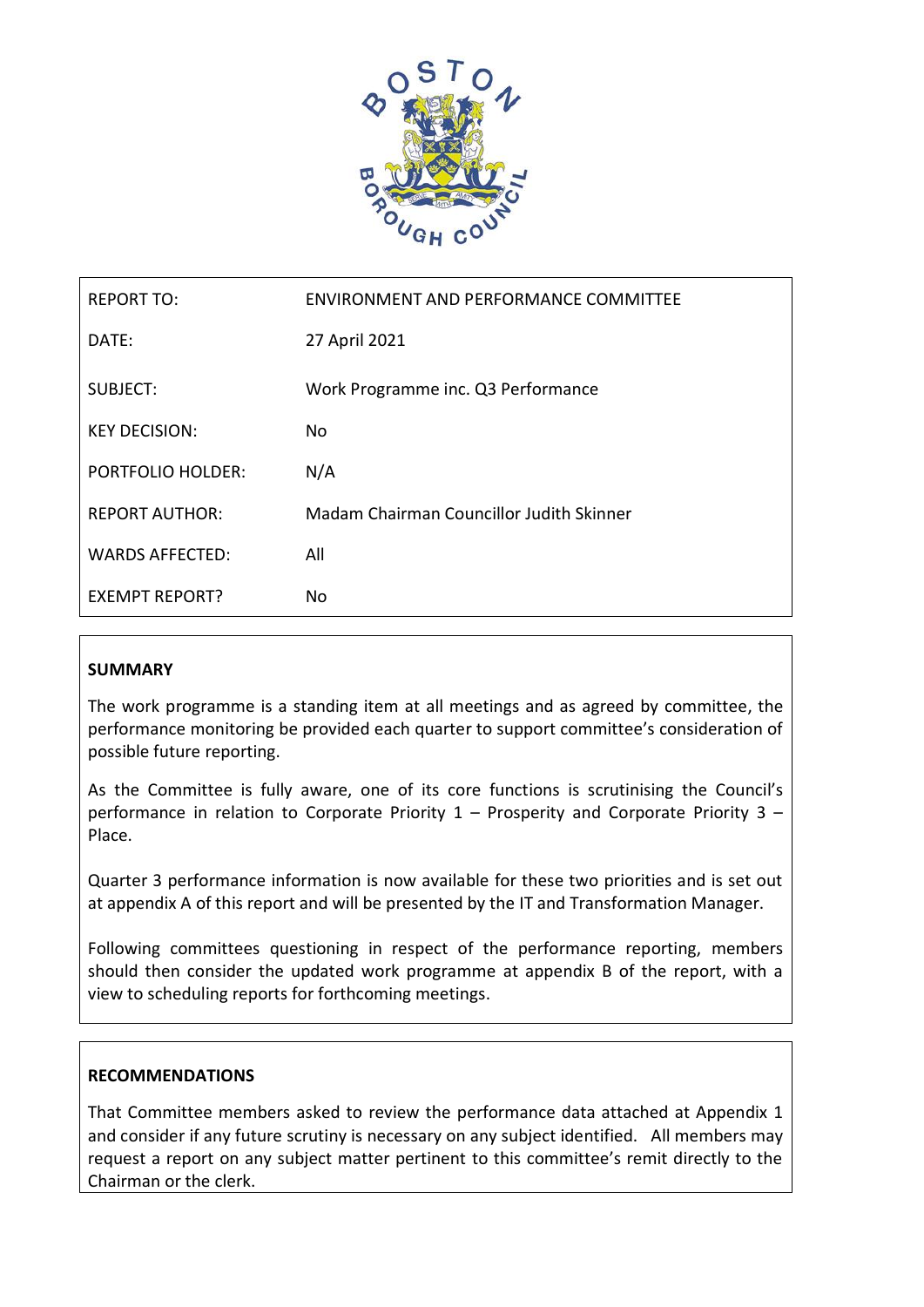| REPORT TO: | ENVIRONMENT AND PERFORMANCE COMMITTEE |
|---|---|
| DATE: | 27 April 2021 |
| SUBJECT: | Work Programme inc. Q3 Performance |
| KEY DECISION: | No |
| PORTFOLIO HOLDER: | N/A |
| REPORT AUTHOR: | Madam Chairman Councillor Judith Skinner |
| WARDS AFFECTED: | All |
| EXEMPT REPORT? | No |

**SUMMARY**

The work programme is a standing item at all meetings and as agreed by committee, the performance monitoring be provided each quarter to support committee's consideration of possible future reporting.

As the Committee is fully aware, one of its core functions is scrutinising the Council's performance in relation to Corporate Priority 1 – Prosperity and Corporate Priority 3 – Place.

Quarter 3 performance information is now available for these two priorities and is set out at appendix A of this report and will be presented by the IT and Transformation Manager.

Following committees questioning in respect of the performance reporting, members should then consider the updated work programme at appendix B of the report, with a view to scheduling reports for forthcoming meetings.

**RECOMMENDATIONS**

That Committee members asked to review the performance data attached at Appendix 1 and consider if any future scrutiny is necessary on any subject identified. All members may request a report on any subject matter pertinent to this committee's remit directly to the Chairman or the clerk.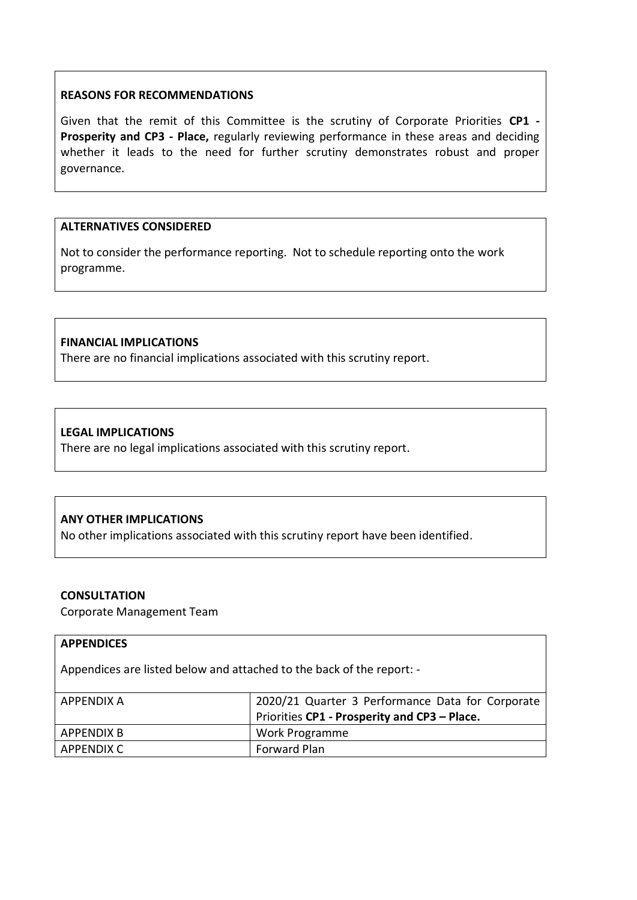**REASONS FOR RECOMMENDATIONS**

Given that the remit of this Committee is the scrutiny of Corporate Priorities **CP1 - Prosperity and CP3 - Place,** regularly reviewing performance in these areas and deciding whether it leads to the need for further scrutiny demonstrates robust and proper governance.

**ALTERNATIVES CONSIDERED**

Not to consider the performance reporting. Not to schedule reporting onto the work programme.

**FINANCIAL IMPLICATIONS**

There are no financial implications associated with this scrutiny report.

**LEGAL IMPLICATIONS**

There are no legal implications associated with this scrutiny report.

**ANY OTHER IMPLICATIONS**

No other implications associated with this scrutiny report have been identified.

**CONSULTATION**

Corporate Management Team

**APPENDICES**

Appendices are listed below and attached to the back of the report: -

| | |
|---|---|
| APPENDIX A | 2020/21 Quarter 3 Performance Data for Corporate Priorities **CP1 - Prosperity and CP3 – Place.** |
| APPENDIX B | Work Programme |
| APPENDIX C | Forward Plan |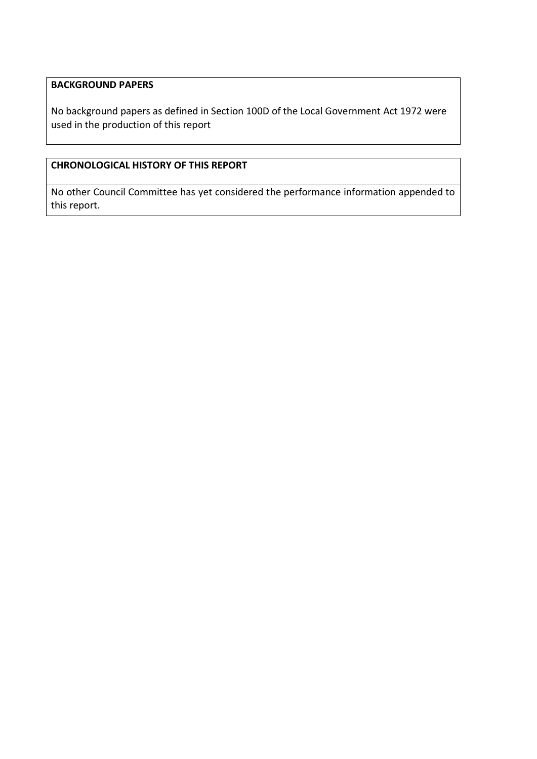**BACKGROUND PAPERS**

No background papers as defined in Section 100D of the Local Government Act 1972 were used in the production of this report

**CHRONOLOGICAL HISTORY OF THIS REPORT**

No other Council Committee has yet considered the performance information appended to this report.